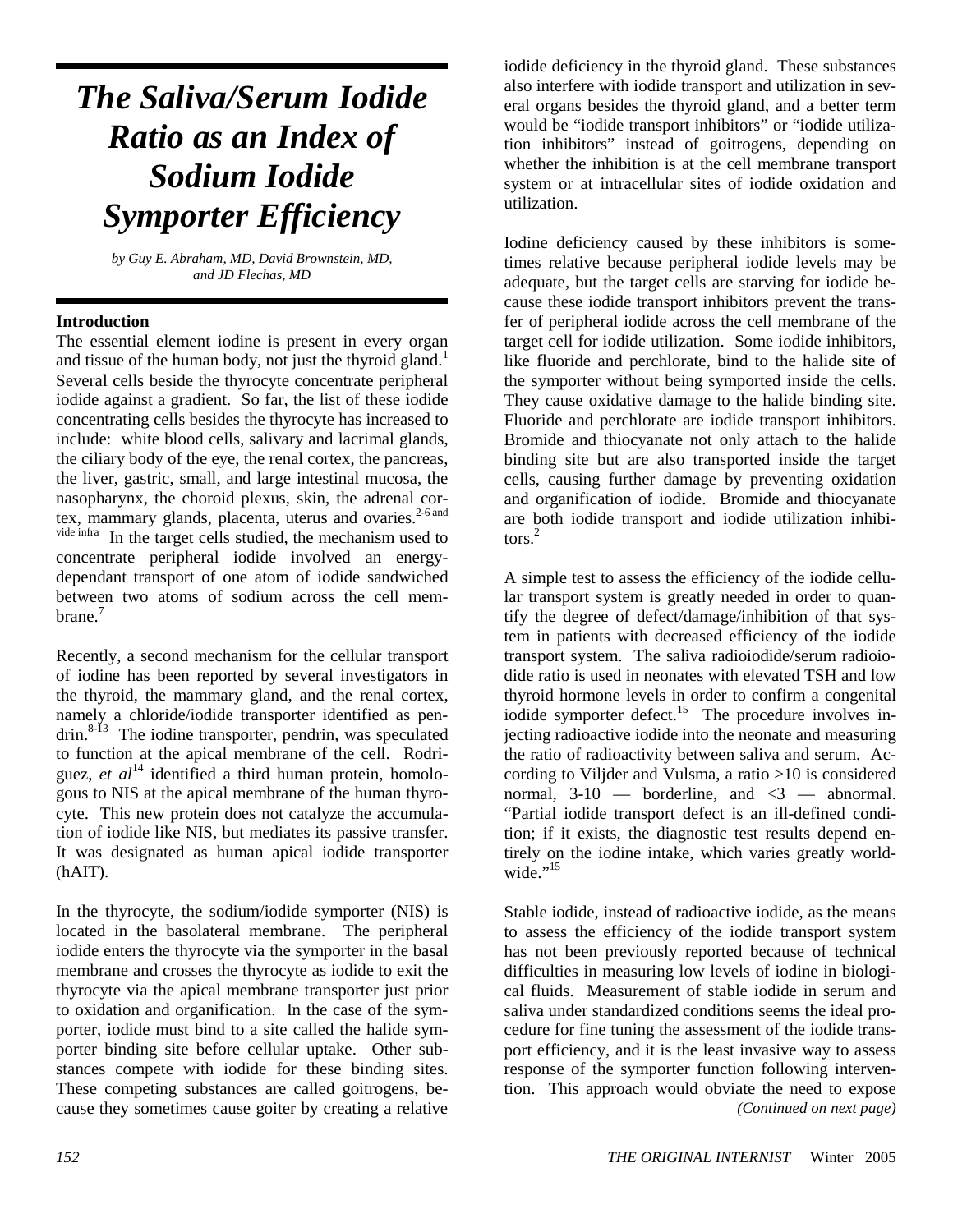# The Saliva/Serum Iodide Ratio as an Index of Sodium Iodide Symporter Efficiency

*by Guy E. Abraham, MD, David Brownstein, MD, and JD Flechas, MD*

### Introduction

The essential element iodine is present in every organ and tissue of the human body, not just the thyroid gland.[1] Several cells beside the thyrocyte concentrate peripheral iodide against a gradient. So far, the list of these iodide concentrating cells besides the thyrocyte has increased to include: white blood cells, salivary and lacrimal glands, the ciliary body of the eye, the renal cortex, the pancreas, the liver, gastric, small, and large intestinal mucosa, the nasopharynx, the choroid plexus, skin, the adrenal cortex, mammary glands, placenta, uterus and ovaries.[2-6 and vide infra] In the target cells studied, the mechanism used to concentrate peripheral iodide involved an energy-dependant transport of one atom of iodide sandwiched between two atoms of sodium across the cell membrane.[7]

Recently, a second mechanism for the cellular transport of iodine has been reported by several investigators in the thyroid, the mammary gland, and the renal cortex, namely a chloride/iodide transporter identified as pendrin.[8-13] The iodine transporter, pendrin, was speculated to function at the apical membrane of the cell. Rodriguez, *et al*[14] identified a third human protein, homologous to NIS at the apical membrane of the human thyrocyte. This new protein does not catalyze the accumulation of iodide like NIS, but mediates its passive transfer. It was designated as human apical iodide transporter (hAIT).

In the thyrocyte, the sodium/iodide symporter (NIS) is located in the basolateral membrane. The peripheral iodide enters the thyrocyte via the symporter in the basal membrane and crosses the thyrocyte as iodide to exit the thyrocyte via the apical membrane transporter just prior to oxidation and organification. In the case of the symporter, iodide must bind to a site called the halide symporter binding site before cellular uptake. Other substances compete with iodide for these binding sites. These competing substances are called goitrogens, because they sometimes cause goiter by creating a relative iodide deficiency in the thyroid gland. These substances also interfere with iodide transport and utilization in several organs besides the thyroid gland, and a better term would be "iodide transport inhibitors" or "iodide utilization inhibitors" instead of goitrogens, depending on whether the inhibition is at the cell membrane transport system or at intracellular sites of iodide oxidation and utilization.

Iodine deficiency caused by these inhibitors is sometimes relative because peripheral iodide levels may be adequate, but the target cells are starving for iodide because these iodide transport inhibitors prevent the transfer of peripheral iodide across the cell membrane of the target cell for iodide utilization. Some iodide inhibitors, like fluoride and perchlorate, bind to the halide site of the symporter without being symported inside the cells. They cause oxidative damage to the halide binding site. Fluoride and perchlorate are iodide transport inhibitors. Bromide and thiocyanate not only attach to the halide binding site but are also transported inside the target cells, causing further damage by preventing oxidation and organification of iodide. Bromide and thiocyanate are both iodide transport and iodide utilization inhibitors.[2]

A simple test to assess the efficiency of the iodide cellular transport system is greatly needed in order to quantify the degree of defect/damage/inhibition of that system in patients with decreased efficiency of the iodide transport system. The saliva radioiodide/serum radioiodide ratio is used in neonates with elevated TSH and low thyroid hormone levels in order to confirm a congenital iodide symporter defect.[15] The procedure involves injecting radioactive iodide into the neonate and measuring the ratio of radioactivity between saliva and serum. According to Viljder and Vulsma, a ratio >10 is considered normal, 3-10 — borderline, and <3 — abnormal. "Partial iodide transport defect is an ill-defined condition; if it exists, the diagnostic test results depend entirely on the iodine intake, which varies greatly worldwide."[15]

Stable iodide, instead of radioactive iodide, as the means to assess the efficiency of the iodide transport system has not been previously reported because of technical difficulties in measuring low levels of iodine in biological fluids. Measurement of stable iodide in serum and saliva under standardized conditions seems the ideal procedure for fine tuning the assessment of the iodide transport efficiency, and it is the least invasive way to assess response of the symporter function following intervention. This approach would obviate the need to expose

*(Continued on next page)*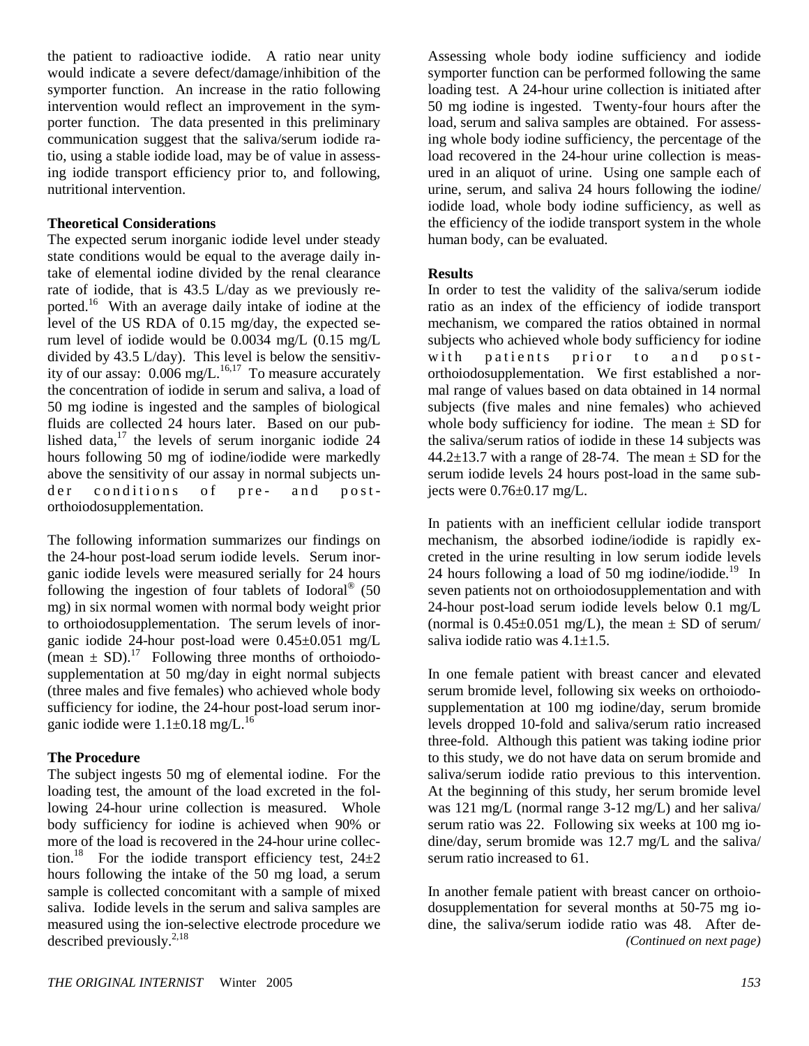the patient to radioactive iodide. A ratio near unity would indicate a severe defect/damage/inhibition of the symporter function. An increase in the ratio following intervention would reflect an improvement in the symporter function. The data presented in this preliminary communication suggest that the saliva/serum iodide ratio, using a stable iodide load, may be of value in assessing iodide transport efficiency prior to, and following, nutritional intervention.

**Theoretical Considerations**

The expected serum inorganic iodide level under steady state conditions would be equal to the average daily intake of elemental iodine divided by the renal clearance rate of iodide, that is 43.5 L/day as we previously reported.[16] With an average daily intake of iodine at the level of the US RDA of 0.15 mg/day, the expected serum level of iodide would be 0.0034 mg/L (0.15 mg/L divided by 43.5 L/day). This level is below the sensitivity of our assay: 0.006 mg/L.[16,17] To measure accurately the concentration of iodide in serum and saliva, a load of 50 mg iodine is ingested and the samples of biological fluids are collected 24 hours later. Based on our published data,[17] the levels of serum inorganic iodide 24 hours following 50 mg of iodine/iodide were markedly above the sensitivity of our assay in normal subjects under conditions of pre- and post-orthoiodosupplementation.

The following information summarizes our findings on the 24-hour post-load serum iodide levels. Serum inorganic iodide levels were measured serially for 24 hours following the ingestion of four tablets of Iodoral® (50 mg) in six normal women with normal body weight prior to orthoiodosupplementation. The serum levels of inorganic iodide 24-hour post-load were 0.45±0.051 mg/L (mean ± SD).[17] Following three months of orthoiodosupplementation at 50 mg/day in eight normal subjects (three males and five females) who achieved whole body sufficiency for iodine, the 24-hour post-load serum inorganic iodide were 1.1±0.18 mg/L.[16]

**The Procedure**

The subject ingests 50 mg of elemental iodine. For the loading test, the amount of the load excreted in the following 24-hour urine collection is measured. Whole body sufficiency for iodine is achieved when 90% or more of the load is recovered in the 24-hour urine collection.[18] For the iodide transport efficiency test, 24±2 hours following the intake of the 50 mg load, a serum sample is collected concomitant with a sample of mixed saliva. Iodide levels in the serum and saliva samples are measured using the ion-selective electrode procedure we described previously.[2,18]

Assessing whole body iodine sufficiency and iodide symporter function can be performed following the same loading test. A 24-hour urine collection is initiated after 50 mg iodine is ingested. Twenty-four hours after the load, serum and saliva samples are obtained. For assessing whole body iodine sufficiency, the percentage of the load recovered in the 24-hour urine collection is measured in an aliquot of urine. Using one sample each of urine, serum, and saliva 24 hours following the iodine/iodide load, whole body iodine sufficiency, as well as the efficiency of the iodide transport system in the whole human body, can be evaluated.

**Results**

In order to test the validity of the saliva/serum iodide ratio as an index of the efficiency of iodide transport mechanism, we compared the ratios obtained in normal subjects who achieved whole body sufficiency for iodine with patients prior to and post-orthoiodosupplementation. We first established a normal range of values based on data obtained in 14 normal subjects (five males and nine females) who achieved whole body sufficiency for iodine. The mean ± SD for the saliva/serum ratios of iodide in these 14 subjects was 44.2±13.7 with a range of 28-74. The mean ± SD for the serum iodide levels 24 hours post-load in the same subjects were 0.76±0.17 mg/L.

In patients with an inefficient cellular iodide transport mechanism, the absorbed iodine/iodide is rapidly excreted in the urine resulting in low serum iodide levels 24 hours following a load of 50 mg iodine/iodide.[19] In seven patients not on orthoiodosupplementation and with 24-hour post-load serum iodide levels below 0.1 mg/L (normal is 0.45±0.051 mg/L), the mean ± SD of serum/saliva iodide ratio was 4.1±1.5.

In one female patient with breast cancer and elevated serum bromide level, following six weeks on orthoiodosupplementation at 100 mg iodine/day, serum bromide levels dropped 10-fold and saliva/serum ratio increased three-fold. Although this patient was taking iodine prior to this study, we do not have data on serum bromide and saliva/serum iodide ratio previous to this intervention. At the beginning of this study, her serum bromide level was 121 mg/L (normal range 3-12 mg/L) and her saliva/serum ratio was 22. Following six weeks at 100 mg iodine/day, serum bromide was 12.7 mg/L and the saliva/serum ratio increased to 61.

In another female patient with breast cancer on orthoiodosupplementation for several months at 50-75 mg iodine, the saliva/serum iodide ratio was 48. After de-

*(Continued on next page)*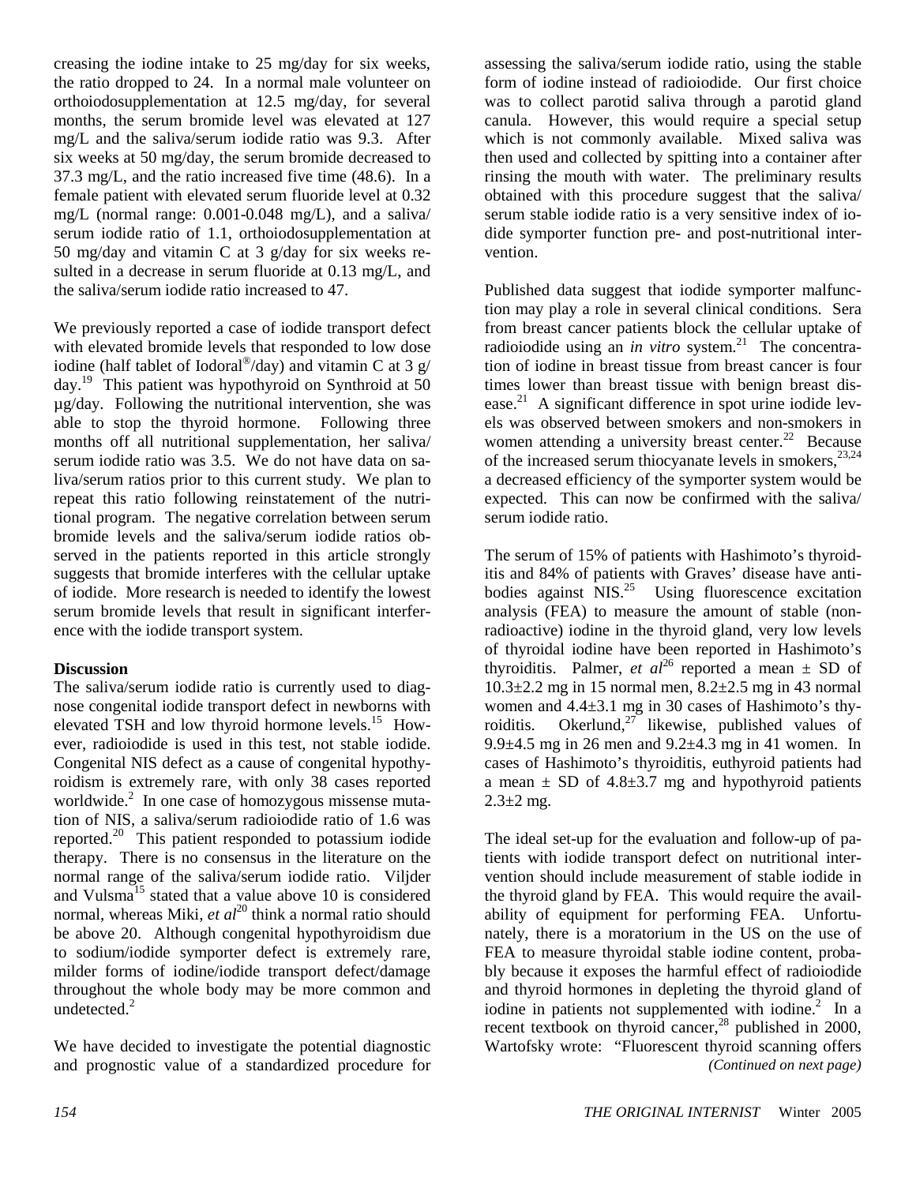creasing the iodine intake to 25 mg/day for six weeks, the ratio dropped to 24. In a normal male volunteer on orthoiodosupplementation at 12.5 mg/day, for several months, the serum bromide level was elevated at 127 mg/L and the saliva/serum iodide ratio was 9.3. After six weeks at 50 mg/day, the serum bromide decreased to 37.3 mg/L, and the ratio increased five time (48.6). In a female patient with elevated serum fluoride level at 0.32 mg/L (normal range: 0.001-0.048 mg/L), and a saliva/serum iodide ratio of 1.1, orthoiodosupplementation at 50 mg/day and vitamin C at 3 g/day for six weeks resulted in a decrease in serum fluoride at 0.13 mg/L, and the saliva/serum iodide ratio increased to 47.

We previously reported a case of iodide transport defect with elevated bromide levels that responded to low dose iodine (half tablet of Iodoral®/day) and vitamin C at 3 g/day.[19] This patient was hypothyroid on Synthroid at 50 µg/day. Following the nutritional intervention, she was able to stop the thyroid hormone. Following three months off all nutritional supplementation, her saliva/serum iodide ratio was 3.5. We do not have data on saliva/serum ratios prior to this current study. We plan to repeat this ratio following reinstatement of the nutritional program. The negative correlation between serum bromide levels and the saliva/serum iodide ratios observed in the patients reported in this article strongly suggests that bromide interferes with the cellular uptake of iodide. More research is needed to identify the lowest serum bromide levels that result in significant interference with the iodide transport system.

**Discussion**

The saliva/serum iodide ratio is currently used to diagnose congenital iodide transport defect in newborns with elevated TSH and low thyroid hormone levels.[15] However, radioiodide is used in this test, not stable iodide. Congenital NIS defect as a cause of congenital hypothyroidism is extremely rare, with only 38 cases reported worldwide.[2] In one case of homozygous missense mutation of NIS, a saliva/serum radioiodide ratio of 1.6 was reported.[20] This patient responded to potassium iodide therapy. There is no consensus in the literature on the normal range of the saliva/serum iodide ratio. Viljder and Vulsma[15] stated that a value above 10 is considered normal, whereas Miki, *et al*[20] think a normal ratio should be above 20. Although congenital hypothyroidism due to sodium/iodide symporter defect is extremely rare, milder forms of iodine/iodide transport defect/damage throughout the whole body may be more common and undetected.[2]

We have decided to investigate the potential diagnostic and prognostic value of a standardized procedure for assessing the saliva/serum iodide ratio, using the stable form of iodine instead of radioiodide. Our first choice was to collect parotid saliva through a parotid gland canula. However, this would require a special setup which is not commonly available. Mixed saliva was then used and collected by spitting into a container after rinsing the mouth with water. The preliminary results obtained with this procedure suggest that the saliva/serum stable iodide ratio is a very sensitive index of iodide symporter function pre- and post-nutritional intervention.

Published data suggest that iodide symporter malfunction may play a role in several clinical conditions. Sera from breast cancer patients block the cellular uptake of radioiodide using an *in vitro* system.[21] The concentration of iodine in breast tissue from breast cancer is four times lower than breast tissue with benign breast disease.[21] A significant difference in spot urine iodide levels was observed between smokers and non-smokers in women attending a university breast center.[22] Because of the increased serum thiocyanate levels in smokers,[23,24] a decreased efficiency of the symporter system would be expected. This can now be confirmed with the saliva/serum iodide ratio.

The serum of 15% of patients with Hashimoto's thyroiditis and 84% of patients with Graves' disease have antibodies against NIS.[25] Using fluorescence excitation analysis (FEA) to measure the amount of stable (non-radioactive) iodine in the thyroid gland, very low levels of thyroidal iodine have been reported in Hashimoto's thyroiditis. Palmer, *et al*[26] reported a mean ± SD of 10.3±2.2 mg in 15 normal men, 8.2±2.5 mg in 43 normal women and 4.4±3.1 mg in 30 cases of Hashimoto's thyroiditis. Okerlund,[27] likewise, published values of 9.9±4.5 mg in 26 men and 9.2±4.3 mg in 41 women. In cases of Hashimoto's thyroiditis, euthyroid patients had a mean ± SD of 4.8±3.7 mg and hypothyroid patients 2.3±2 mg.

The ideal set-up for the evaluation and follow-up of patients with iodide transport defect on nutritional intervention should include measurement of stable iodide in the thyroid gland by FEA. This would require the availability of equipment for performing FEA. Unfortunately, there is a moratorium in the US on the use of FEA to measure thyroidal stable iodine content, probably because it exposes the harmful effect of radioiodide and thyroid hormones in depleting the thyroid gland of iodine in patients not supplemented with iodine.[2] In a recent textbook on thyroid cancer,[28] published in 2000, Wartofsky wrote: "Fluorescent thyroid scanning offers

*(Continued on next page)*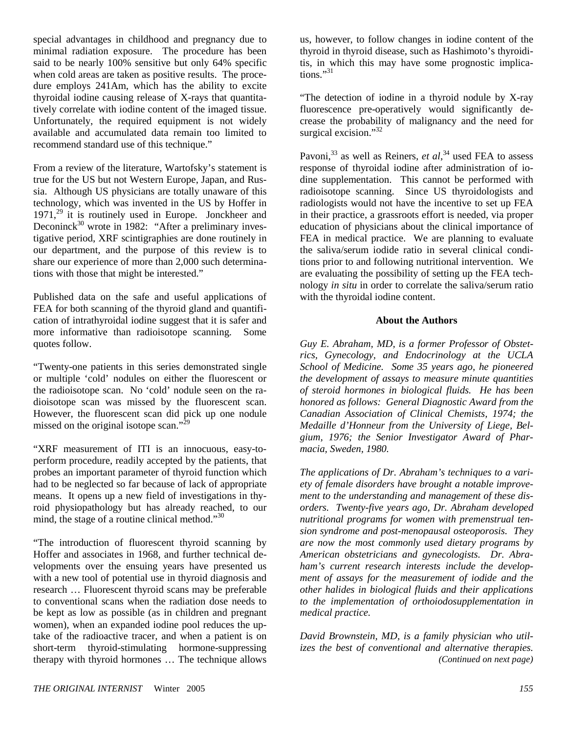special advantages in childhood and pregnancy due to minimal radiation exposure. The procedure has been said to be nearly 100% sensitive but only 64% specific when cold areas are taken as positive results. The procedure employs 241Am, which has the ability to excite thyroidal iodine causing release of X-rays that quantitatively correlate with iodine content of the imaged tissue. Unfortunately, the required equipment is not widely available and accumulated data remain too limited to recommend standard use of this technique."

From a review of the literature, Wartofsky's statement is true for the US but not Western Europe, Japan, and Russia. Although US physicians are totally unaware of this technology, which was invented in the US by Hoffer in 1971,[29] it is routinely used in Europe. Jonckheer and Deconinck[30] wrote in 1982: "After a preliminary investigative period, XRF scintigraphies are done routinely in our department, and the purpose of this review is to share our experience of more than 2,000 such determinations with those that might be interested."

Published data on the safe and useful applications of FEA for both scanning of the thyroid gland and quantification of intrathyroidal iodine suggest that it is safer and more informative than radioisotope scanning. Some quotes follow.

"Twenty-one patients in this series demonstrated single or multiple 'cold' nodules on either the fluorescent or the radioisotope scan. No 'cold' nodule seen on the radioisotope scan was missed by the fluorescent scan. However, the fluorescent scan did pick up one nodule missed on the original isotope scan."[29]

"XRF measurement of ITI is an innocuous, easy-to-perform procedure, readily accepted by the patients, that probes an important parameter of thyroid function which had to be neglected so far because of lack of appropriate means. It opens up a new field of investigations in thyroid physiopathology but has already reached, to our mind, the stage of a routine clinical method."[30]

"The introduction of fluorescent thyroid scanning by Hoffer and associates in 1968, and further technical developments over the ensuing years have presented us with a new tool of potential use in thyroid diagnosis and research … Fluorescent thyroid scans may be preferable to conventional scans when the radiation dose needs to be kept as low as possible (as in children and pregnant women), when an expanded iodine pool reduces the uptake of the radioactive tracer, and when a patient is on short-term thyroid-stimulating hormone-suppressing therapy with thyroid hormones … The technique allows us, however, to follow changes in iodine content of the thyroid in thyroid disease, such as Hashimoto's thyroiditis, in which this may have some prognostic implications."[31]

"The detection of iodine in a thyroid nodule by X-ray fluorescence pre-operatively would significantly decrease the probability of malignancy and the need for surgical excision."[32]

Pavoni,[33] as well as Reiners, *et al*,[34] used FEA to assess response of thyroidal iodine after administration of iodine supplementation. This cannot be performed with radioisotope scanning. Since US thyroidologists and radiologists would not have the incentive to set up FEA in their practice, a grassroots effort is needed, via proper education of physicians about the clinical importance of FEA in medical practice. We are planning to evaluate the saliva/serum iodide ratio in several clinical conditions prior to and following nutritional intervention. We are evaluating the possibility of setting up the FEA technology *in situ* in order to correlate the saliva/serum ratio with the thyroidal iodine content.

## About the Authors

*Guy E. Abraham, MD, is a former Professor of Obstetrics, Gynecology, and Endocrinology at the UCLA School of Medicine. Some 35 years ago, he pioneered the development of assays to measure minute quantities of steroid hormones in biological fluids. He has been honored as follows: General Diagnostic Award from the Canadian Association of Clinical Chemists, 1974; the Medaille d'Honneur from the University of Liege, Belgium, 1976; the Senior Investigator Award of Pharmacia, Sweden, 1980.*

*The applications of Dr. Abraham's techniques to a variety of female disorders have brought a notable improvement to the understanding and management of these disorders. Twenty-five years ago, Dr. Abraham developed nutritional programs for women with premenstrual tension syndrome and post-menopausal osteoporosis. They are now the most commonly used dietary programs by American obstetricians and gynecologists. Dr. Abraham's current research interests include the development of assays for the measurement of iodide and the other halides in biological fluids and their applications to the implementation of orthoiodosupplementation in medical practice.*

*David Brownstein, MD, is a family physician who utilizes the best of conventional and alternative therapies.*

*(Continued on next page)*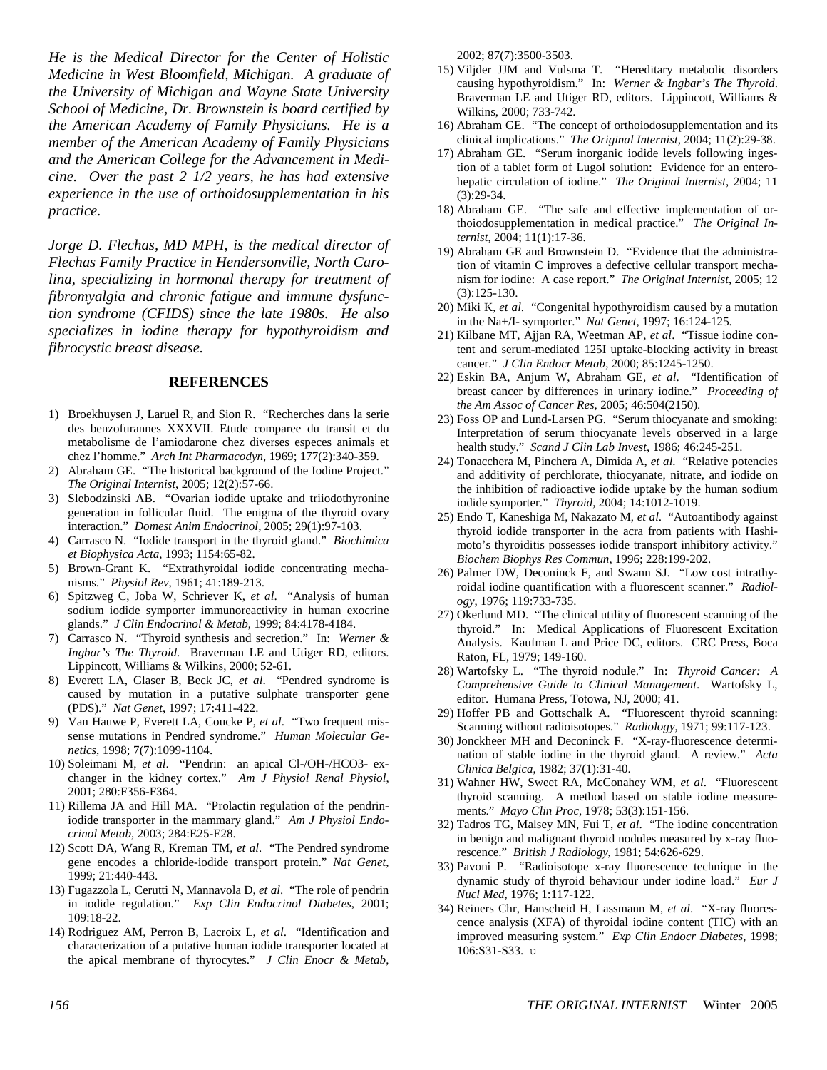*He is the Medical Director for the Center of Holistic Medicine in West Bloomfield, Michigan. A graduate of the University of Michigan and Wayne State University School of Medicine, Dr. Brownstein is board certified by the American Academy of Family Physicians. He is a member of the American Academy of Family Physicians and the American College for the Advancement in Medicine. Over the past 2 1/2 years, he has had extensive experience in the use of orthoidosupplementation in his practice.*

*Jorge D. Flechas, MD MPH, is the medical director of Flechas Family Practice in Hendersonville, North Carolina, specializing in hormonal therapy for treatment of fibromyalgia and chronic fatigue and immune dysfunction syndrome (CFIDS) since the late 1980s. He also specializes in iodine therapy for hypothyroidism and fibrocystic breast disease.*

## REFERENCES

1) Broekhuysen J, Laruel R, and Sion R. "Recherches dans la serie des benzofurannes XXXVII. Etude comparee du transit et du metabolisme de l'amiodarone chez diverses especes animals et chez l'homme." *Arch Int Pharmacodyn*, 1969; 177(2):340-359.
2) Abraham GE. "The historical background of the Iodine Project." *The Original Internist*, 2005; 12(2):57-66.
3) Slebodzinski AB. "Ovarian iodide uptake and triiodothyronine generation in follicular fluid. The enigma of the thyroid ovary interaction." *Domest Anim Endocrinol*, 2005; 29(1):97-103.
4) Carrasco N. "Iodide transport in the thyroid gland." *Biochimica et Biophysica Acta*, 1993; 1154:65-82.
5) Brown-Grant K. "Extrathyroidal iodide concentrating mechanisms." *Physiol Rev*, 1961; 41:189-213.
6) Spitzweg C, Joba W, Schriever K, *et al*. "Analysis of human sodium iodide symporter immunoreactivity in human exocrine glands." *J Clin Endocrinol & Metab*, 1999; 84:4178-4184.
7) Carrasco N. "Thyroid synthesis and secretion." In: *Werner & Ingbar's The Thyroid*. Braverman LE and Utiger RD, editors. Lippincott, Williams & Wilkins, 2000; 52-61.
8) Everett LA, Glaser B, Beck JC, *et al*. "Pendred syndrome is caused by mutation in a putative sulphate transporter gene (PDS)." *Nat Genet*, 1997; 17:411-422.
9) Van Hauwe P, Everett LA, Coucke P, *et al*. "Two frequent missense mutations in Pendred syndrome." *Human Molecular Genetics*, 1998; 7(7):1099-1104.
10) Soleimani M, *et al*. "Pendrin: an apical Cl-/OH-/HCO3- exchanger in the kidney cortex." *Am J Physiol Renal Physiol*, 2001; 280:F356-F364.
11) Rillema JA and Hill MA. "Prolactin regulation of the pendrin-iodide transporter in the mammary gland." *Am J Physiol Endocrinol Metab*, 2003; 284:E25-E28.
12) Scott DA, Wang R, Kreman TM, *et al*. "The Pendred syndrome gene encodes a chloride-iodide transport protein." *Nat Genet*, 1999; 21:440-443.
13) Fugazzola L, Cerutti N, Mannavola D, *et al*. "The role of pendrin in iodide regulation." *Exp Clin Endocrinol Diabetes*, 2001; 109:18-22.
14) Rodriguez AM, Perron B, Lacroix L, *et al*. "Identification and characterization of a putative human iodide transporter located at the apical membrane of thyrocytes." *J Clin Enocr & Metab*, 2002; 87(7):3500-3503.
15) Viljder JJM and Vulsma T. "Hereditary metabolic disorders causing hypothyroidism." In: *Werner & Ingbar's The Thyroid*. Braverman LE and Utiger RD, editors. Lippincott, Williams & Wilkins, 2000; 733-742.
16) Abraham GE. "The concept of orthoiodosupplementation and its clinical implications." *The Original Internist*, 2004; 11(2):29-38.
17) Abraham GE. "Serum inorganic iodide levels following ingestion of a tablet form of Lugol solution: Evidence for an enterohepatic circulation of iodine." *The Original Internist*, 2004; 11 (3):29-34.
18) Abraham GE. "The safe and effective implementation of orthoiodosupplementation in medical practice." *The Original Internist*, 2004; 11(1):17-36.
19) Abraham GE and Brownstein D. "Evidence that the administration of vitamin C improves a defective cellular transport mechanism for iodine: A case report." *The Original Internist*, 2005; 12 (3):125-130.
20) Miki K, *et al*. "Congenital hypothyroidism caused by a mutation in the Na+/I- symporter." *Nat Genet*, 1997; 16:124-125.
21) Kilbane MT, Ajjan RA, Weetman AP, *et al*. "Tissue iodine content and serum-mediated 125I uptake-blocking activity in breast cancer." *J Clin Endocr Metab*, 2000; 85:1245-1250.
22) Eskin BA, Anjum W, Abraham GE, *et al*. "Identification of breast cancer by differences in urinary iodine." *Proceeding of the Am Assoc of Cancer Res*, 2005; 46:504(2150).
23) Foss OP and Lund-Larsen PG. "Serum thiocyanate and smoking: Interpretation of serum thiocyanate levels observed in a large health study." *Scand J Clin Lab Invest*, 1986; 46:245-251.
24) Tonacchera M, Pinchera A, Dimida A, *et al*. "Relative potencies and additivity of perchlorate, thiocyanate, nitrate, and iodide on the inhibition of radioactive iodide uptake by the human sodium iodide symporter." *Thyroid*, 2004; 14:1012-1019.
25) Endo T, Kaneshiga M, Nakazato M, *et al*. "Autoantibody against thyroid iodide transporter in the acra from patients with Hashimoto's thyroiditis possesses iodide transport inhibitory activity." *Biochem Biophys Res Commun*, 1996; 228:199-202.
26) Palmer DW, Deconinck F, and Swann SJ. "Low cost intrathyroidal iodine quantification with a fluorescent scanner." *Radiology*, 1976; 119:733-735.
27) Okerlund MD. "The clinical utility of fluorescent scanning of the thyroid." In: Medical Applications of Fluorescent Excitation Analysis. Kaufman L and Price DC, editors. CRC Press, Boca Raton, FL, 1979; 149-160.
28) Wartofsky L. "The thyroid nodule." In: *Thyroid Cancer: A Comprehensive Guide to Clinical Management*. Wartofsky L, editor. Humana Press, Totowa, NJ, 2000; 41.
29) Hoffer PB and Gottschalk A. "Fluorescent thyroid scanning: Scanning without radioisotopes." *Radiology*, 1971; 99:117-123.
30) Jonckheer MH and Deconinck F. "X-ray-fluorescence determination of stable iodine in the thyroid gland. A review." *Acta Clinica Belgica*, 1982; 37(1):31-40.
31) Wahner HW, Sweet RA, McConahey WM, *et al*. "Fluorescent thyroid scanning. A method based on stable iodine measurements." *Mayo Clin Proc*, 1978; 53(3):151-156.
32) Tadros TG, Malsey MN, Fui T, *et al*. "The iodine concentration in benign and malignant thyroid nodules measured by x-ray fluorescence." *British J Radiology*, 1981; 54:626-629.
33) Pavoni P. "Radioisotope x-ray fluorescence technique in the dynamic study of thyroid behaviour under iodine load." *Eur J Nucl Med*, 1976; 1:117-122.
34) Reiners Chr, Hanscheid H, Lassmann M, *et al*. "X-ray fluorescence analysis (XFA) of thyroidal iodine content (TIC) with an improved measuring system." *Exp Clin Endocr Diabetes*, 1998; 106:S31-S33.